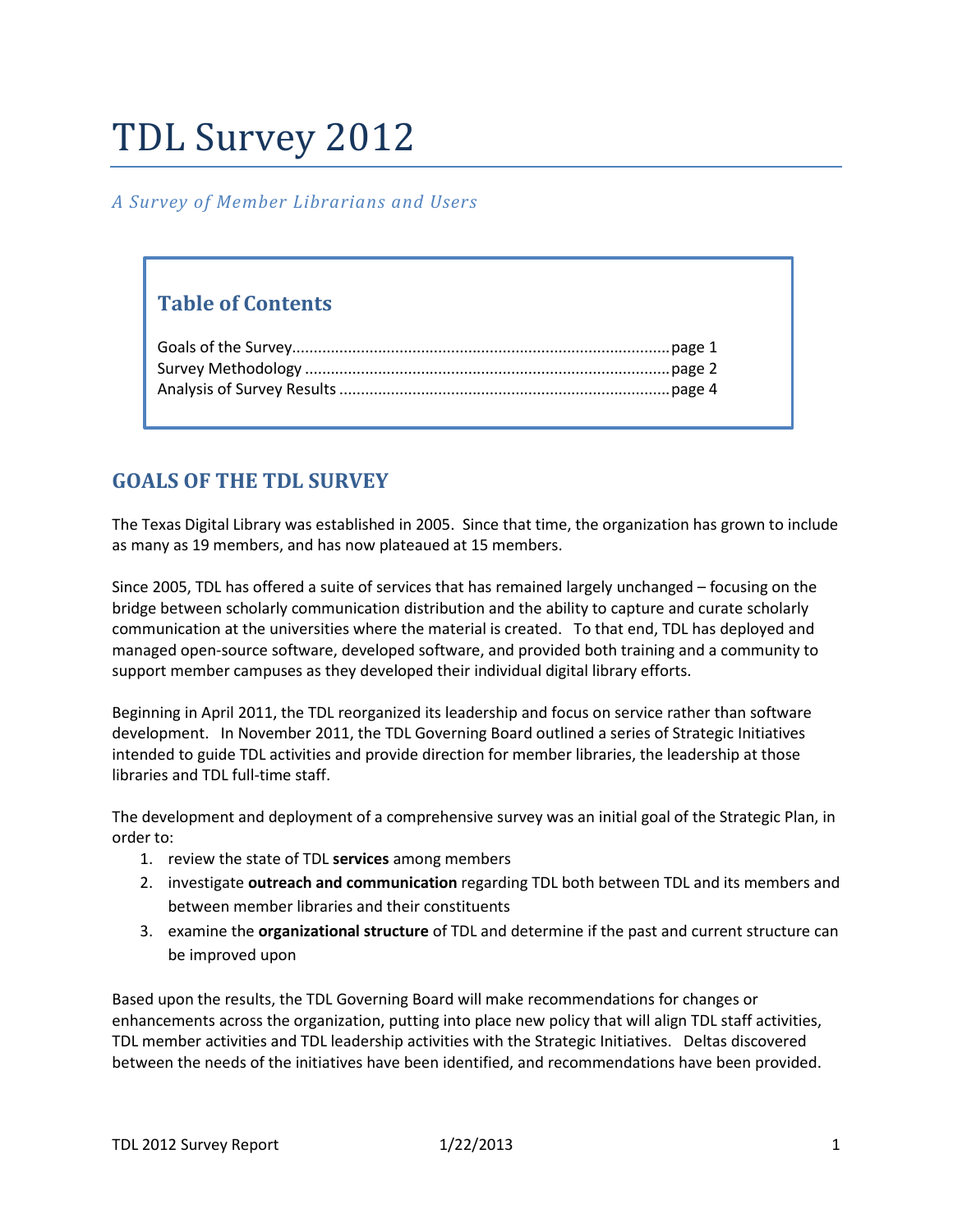# TDL Survey 2012

*A Survey of Member Librarians and Users*

## Table of Contents

Goals of the Survey........................................................................................page 1
Survey Methodology ......................................................................................page 2
Analysis of Survey Results ..............................................................................page 4

## GOALS OF THE TDL SURVEY

The Texas Digital Library was established in 2005. Since that time, the organization has grown to include as many as 19 members, and has now plateaued at 15 members.

Since 2005, TDL has offered a suite of services that has remained largely unchanged – focusing on the bridge between scholarly communication distribution and the ability to capture and curate scholarly communication at the universities where the material is created. To that end, TDL has deployed and managed open-source software, developed software, and provided both training and a community to support member campuses as they developed their individual digital library efforts.

Beginning in April 2011, the TDL reorganized its leadership and focus on service rather than software development. In November 2011, the TDL Governing Board outlined a series of Strategic Initiatives intended to guide TDL activities and provide direction for member libraries, the leadership at those libraries and TDL full-time staff.

The development and deployment of a comprehensive survey was an initial goal of the Strategic Plan, in order to:

1. review the state of TDL **services** among members
2. investigate **outreach and communication** regarding TDL both between TDL and its members and between member libraries and their constituents
3. examine the **organizational structure** of TDL and determine if the past and current structure can be improved upon

Based upon the results, the TDL Governing Board will make recommendations for changes or enhancements across the organization, putting into place new policy that will align TDL staff activities, TDL member activities and TDL leadership activities with the Strategic Initiatives. Deltas discovered between the needs of the initiatives have been identified, and recommendations have been provided.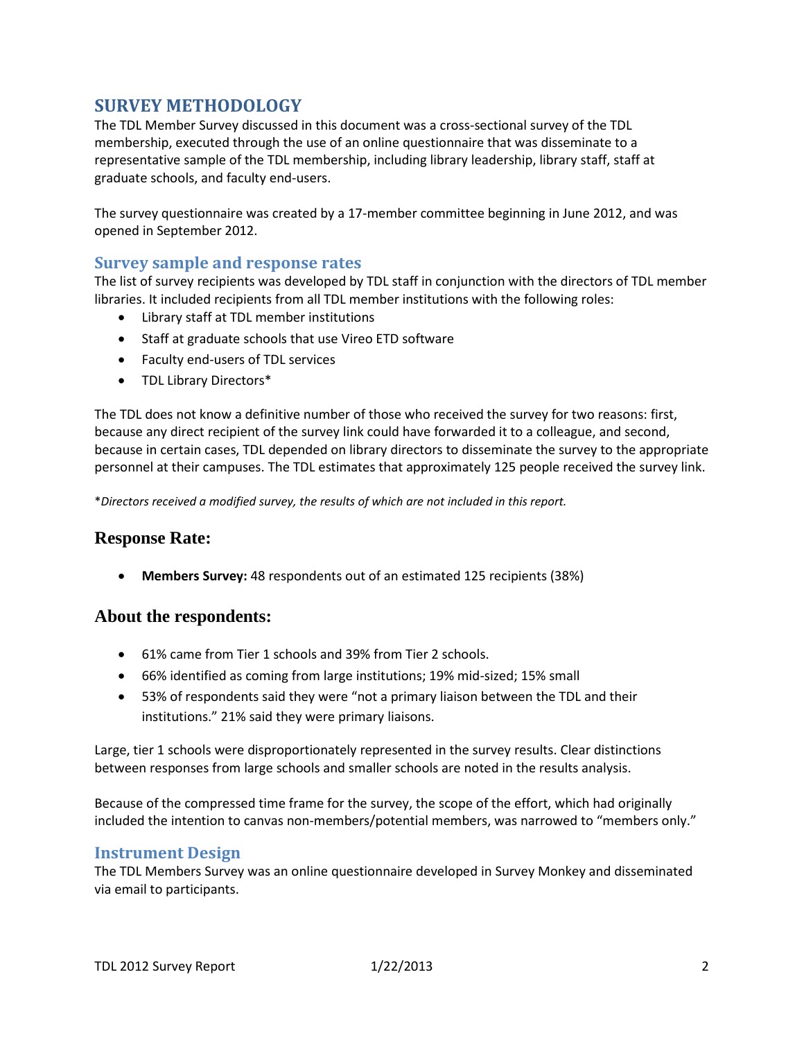## SURVEY METHODOLOGY

The TDL Member Survey discussed in this document was a cross-sectional survey of the TDL membership, executed through the use of an online questionnaire that was disseminate to a representative sample of the TDL membership, including library leadership, library staff, staff at graduate schools, and faculty end-users.

The survey questionnaire was created by a 17-member committee beginning in June 2012, and was opened in September 2012.

### Survey sample and response rates

The list of survey recipients was developed by TDL staff in conjunction with the directors of TDL member libraries. It included recipients from all TDL member institutions with the following roles:

- Library staff at TDL member institutions
- Staff at graduate schools that use Vireo ETD software
- Faculty end-users of TDL services
- TDL Library Directors*

The TDL does not know a definitive number of those who received the survey for two reasons: first, because any direct recipient of the survey link could have forwarded it to a colleague, and second, because in certain cases, TDL depended on library directors to disseminate the survey to the appropriate personnel at their campuses. The TDL estimates that approximately 125 people received the survey link.

*\*Directors received a modified survey, the results of which are not included in this report.*

### Response Rate:

- **Members Survey:** 48 respondents out of an estimated 125 recipients (38%)

### About the respondents:

- 61% came from Tier 1 schools and 39% from Tier 2 schools.
- 66% identified as coming from large institutions; 19% mid-sized; 15% small
- 53% of respondents said they were "not a primary liaison between the TDL and their institutions." 21% said they were primary liaisons.

Large, tier 1 schools were disproportionately represented in the survey results. Clear distinctions between responses from large schools and smaller schools are noted in the results analysis.

Because of the compressed time frame for the survey, the scope of the effort, which had originally included the intention to canvas non-members/potential members, was narrowed to "members only."

### Instrument Design

The TDL Members Survey was an online questionnaire developed in Survey Monkey and disseminated via email to participants.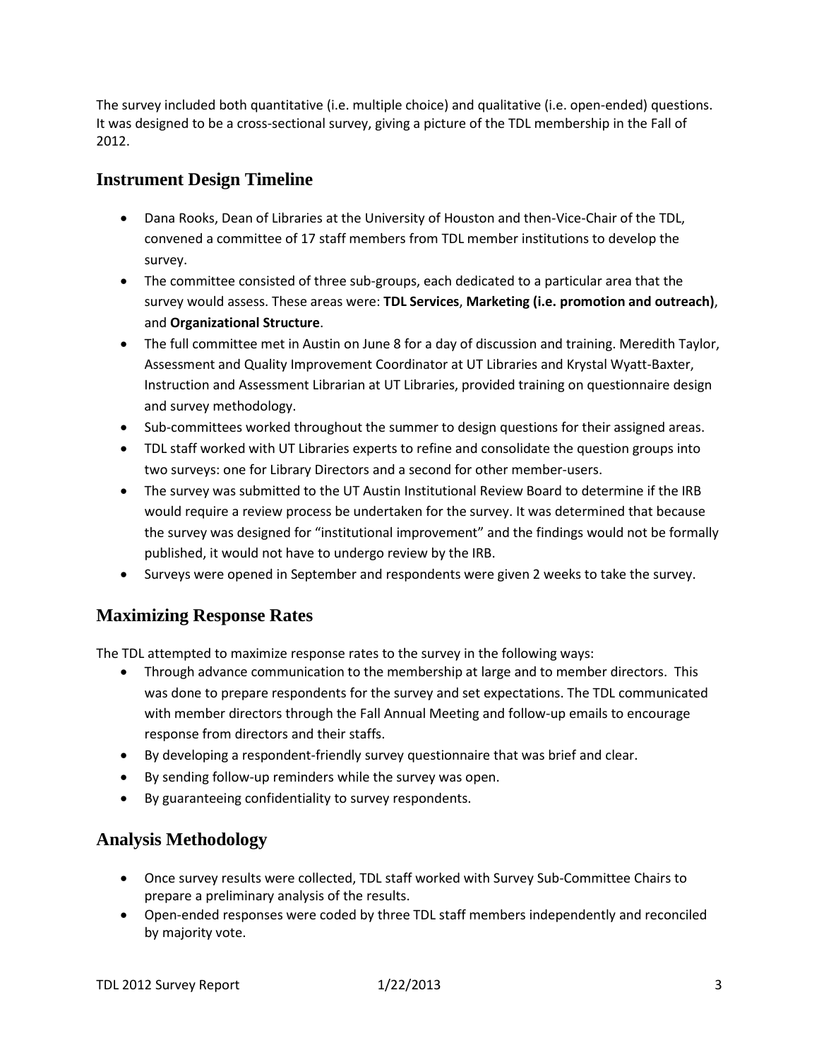The survey included both quantitative (i.e. multiple choice) and qualitative (i.e. open-ended) questions. It was designed to be a cross-sectional survey, giving a picture of the TDL membership in the Fall of 2012.

## Instrument Design Timeline

- Dana Rooks, Dean of Libraries at the University of Houston and then-Vice-Chair of the TDL, convened a committee of 17 staff members from TDL member institutions to develop the survey.
- The committee consisted of three sub-groups, each dedicated to a particular area that the survey would assess. These areas were: **TDL Services**, **Marketing (i.e. promotion and outreach)**, and **Organizational Structure**.
- The full committee met in Austin on June 8 for a day of discussion and training. Meredith Taylor, Assessment and Quality Improvement Coordinator at UT Libraries and Krystal Wyatt-Baxter, Instruction and Assessment Librarian at UT Libraries, provided training on questionnaire design and survey methodology.
- Sub-committees worked throughout the summer to design questions for their assigned areas.
- TDL staff worked with UT Libraries experts to refine and consolidate the question groups into two surveys: one for Library Directors and a second for other member-users.
- The survey was submitted to the UT Austin Institutional Review Board to determine if the IRB would require a review process be undertaken for the survey. It was determined that because the survey was designed for "institutional improvement" and the findings would not be formally published, it would not have to undergo review by the IRB.
- Surveys were opened in September and respondents were given 2 weeks to take the survey.

## Maximizing Response Rates

The TDL attempted to maximize response rates to the survey in the following ways:

- Through advance communication to the membership at large and to member directors. This was done to prepare respondents for the survey and set expectations. The TDL communicated with member directors through the Fall Annual Meeting and follow-up emails to encourage response from directors and their staffs.
- By developing a respondent-friendly survey questionnaire that was brief and clear.
- By sending follow-up reminders while the survey was open.
- By guaranteeing confidentiality to survey respondents.

## Analysis Methodology

- Once survey results were collected, TDL staff worked with Survey Sub-Committee Chairs to prepare a preliminary analysis of the results.
- Open-ended responses were coded by three TDL staff members independently and reconciled by majority vote.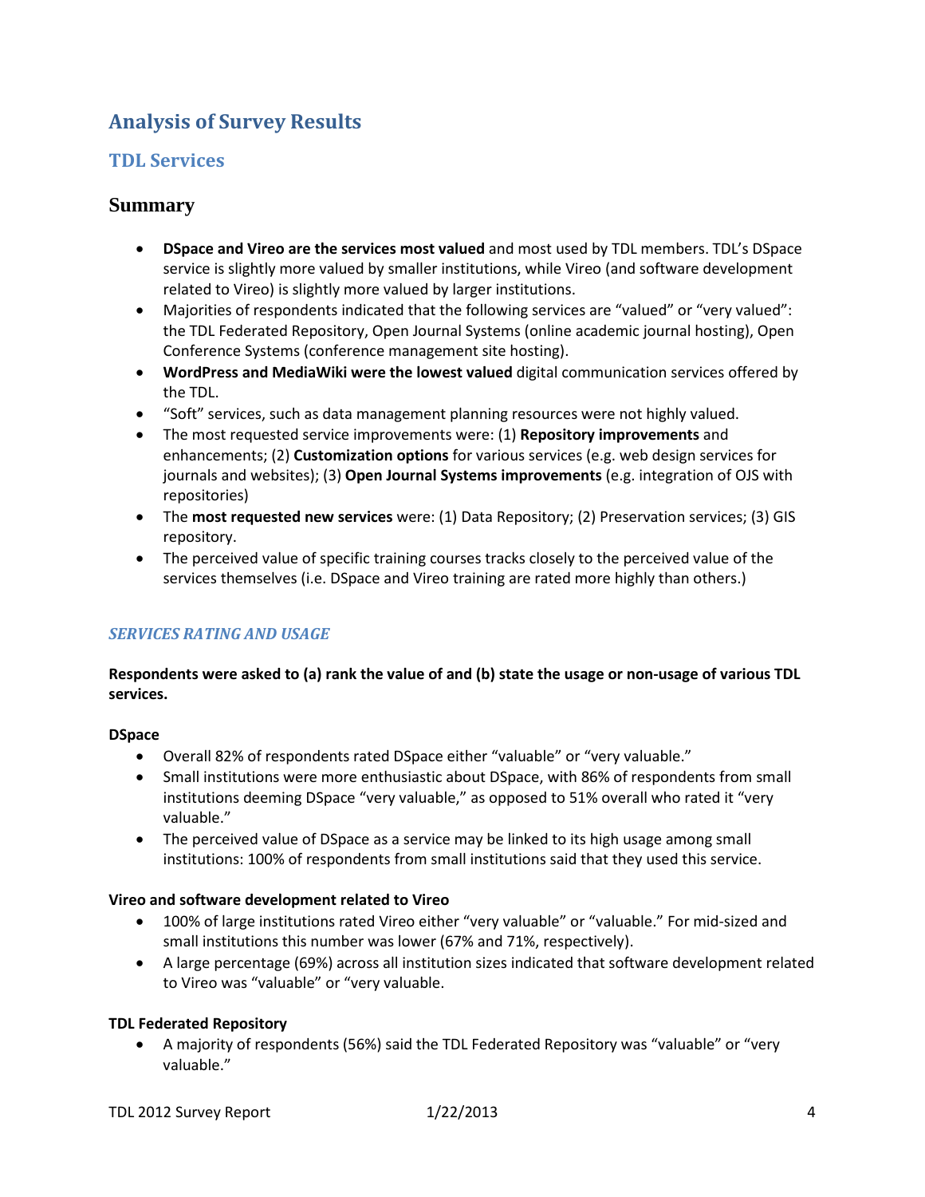# Analysis of Survey Results

## TDL Services

### Summary

- **DSpace and Vireo are the services most valued** and most used by TDL members. TDL's DSpace service is slightly more valued by smaller institutions, while Vireo (and software development related to Vireo) is slightly more valued by larger institutions.
- Majorities of respondents indicated that the following services are "valued" or "very valued": the TDL Federated Repository, Open Journal Systems (online academic journal hosting), Open Conference Systems (conference management site hosting).
- **WordPress and MediaWiki were the lowest valued** digital communication services offered by the TDL.
- "Soft" services, such as data management planning resources were not highly valued.
- The most requested service improvements were: (1) **Repository improvements** and enhancements; (2) **Customization options** for various services (e.g. web design services for journals and websites); (3) **Open Journal Systems improvements** (e.g. integration of OJS with repositories)
- The **most requested new services** were: (1) Data Repository; (2) Preservation services; (3) GIS repository.
- The perceived value of specific training courses tracks closely to the perceived value of the services themselves (i.e. DSpace and Vireo training are rated more highly than others.)

#### *SERVICES RATING AND USAGE*

**Respondents were asked to (a) rank the value of and (b) state the usage or non-usage of various TDL services.**

**DSpace**

- Overall 82% of respondents rated DSpace either "valuable" or "very valuable."
- Small institutions were more enthusiastic about DSpace, with 86% of respondents from small institutions deeming DSpace "very valuable," as opposed to 51% overall who rated it "very valuable."
- The perceived value of DSpace as a service may be linked to its high usage among small institutions: 100% of respondents from small institutions said that they used this service.

**Vireo and software development related to Vireo**

- 100% of large institutions rated Vireo either "very valuable" or "valuable." For mid-sized and small institutions this number was lower (67% and 71%, respectively).
- A large percentage (69%) across all institution sizes indicated that software development related to Vireo was "valuable" or "very valuable.

**TDL Federated Repository**

- A majority of respondents (56%) said the TDL Federated Repository was "valuable" or "very valuable."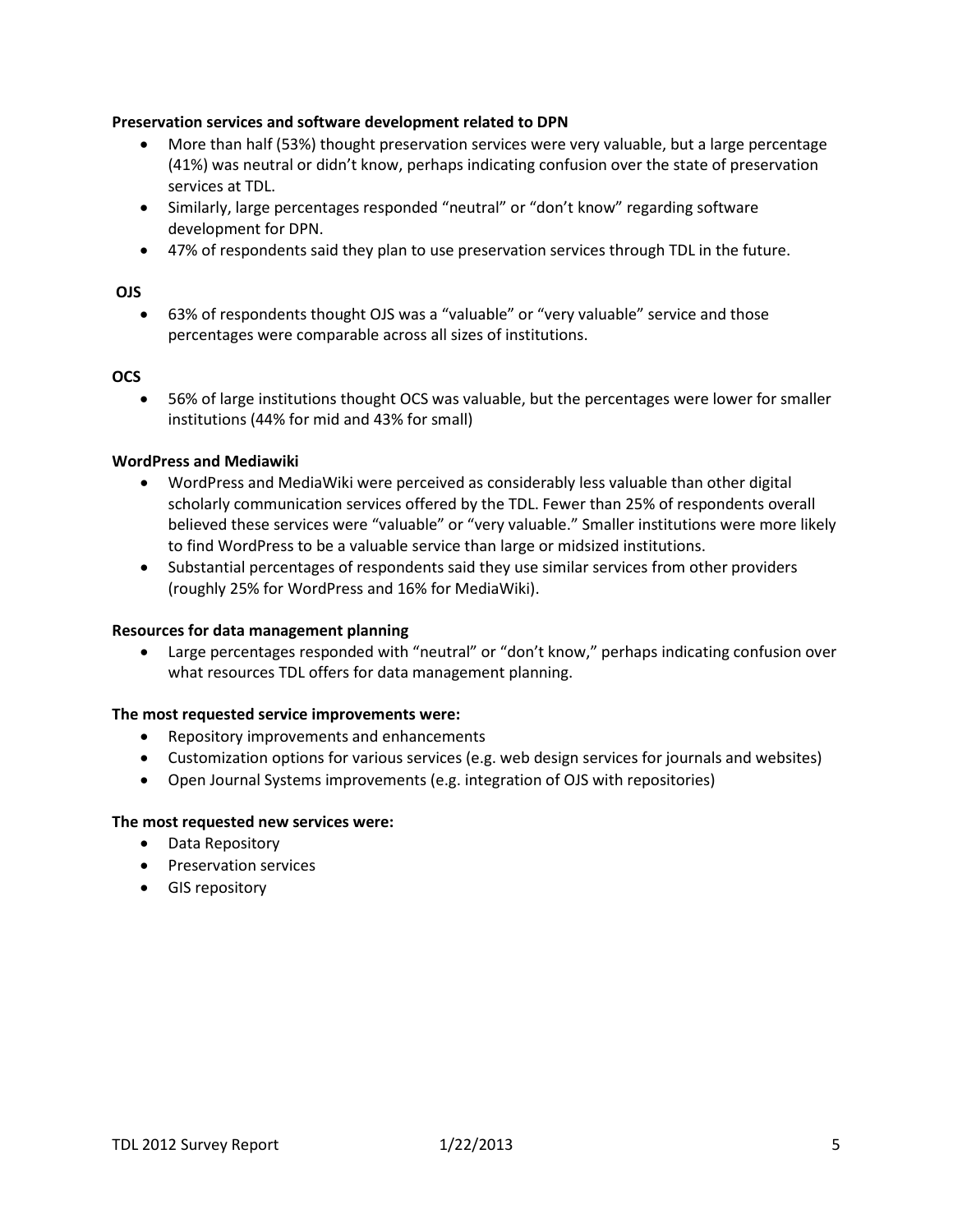**Preservation services and software development related to DPN**

- More than half (53%) thought preservation services were very valuable, but a large percentage (41%) was neutral or didn't know, perhaps indicating confusion over the state of preservation services at TDL.
- Similarly, large percentages responded "neutral" or "don't know" regarding software development for DPN.
- 47% of respondents said they plan to use preservation services through TDL in the future.

**OJS**

- 63% of respondents thought OJS was a "valuable" or "very valuable" service and those percentages were comparable across all sizes of institutions.

**OCS**

- 56% of large institutions thought OCS was valuable, but the percentages were lower for smaller institutions (44% for mid and 43% for small)

**WordPress and Mediawiki**

- WordPress and MediaWiki were perceived as considerably less valuable than other digital scholarly communication services offered by the TDL. Fewer than 25% of respondents overall believed these services were "valuable" or "very valuable." Smaller institutions were more likely to find WordPress to be a valuable service than large or midsized institutions.
- Substantial percentages of respondents said they use similar services from other providers (roughly 25% for WordPress and 16% for MediaWiki).

**Resources for data management planning**

- Large percentages responded with "neutral" or "don't know," perhaps indicating confusion over what resources TDL offers for data management planning.

**The most requested service improvements were:**

- Repository improvements and enhancements
- Customization options for various services (e.g. web design services for journals and websites)
- Open Journal Systems improvements (e.g. integration of OJS with repositories)

**The most requested new services were:**

- Data Repository
- Preservation services
- GIS repository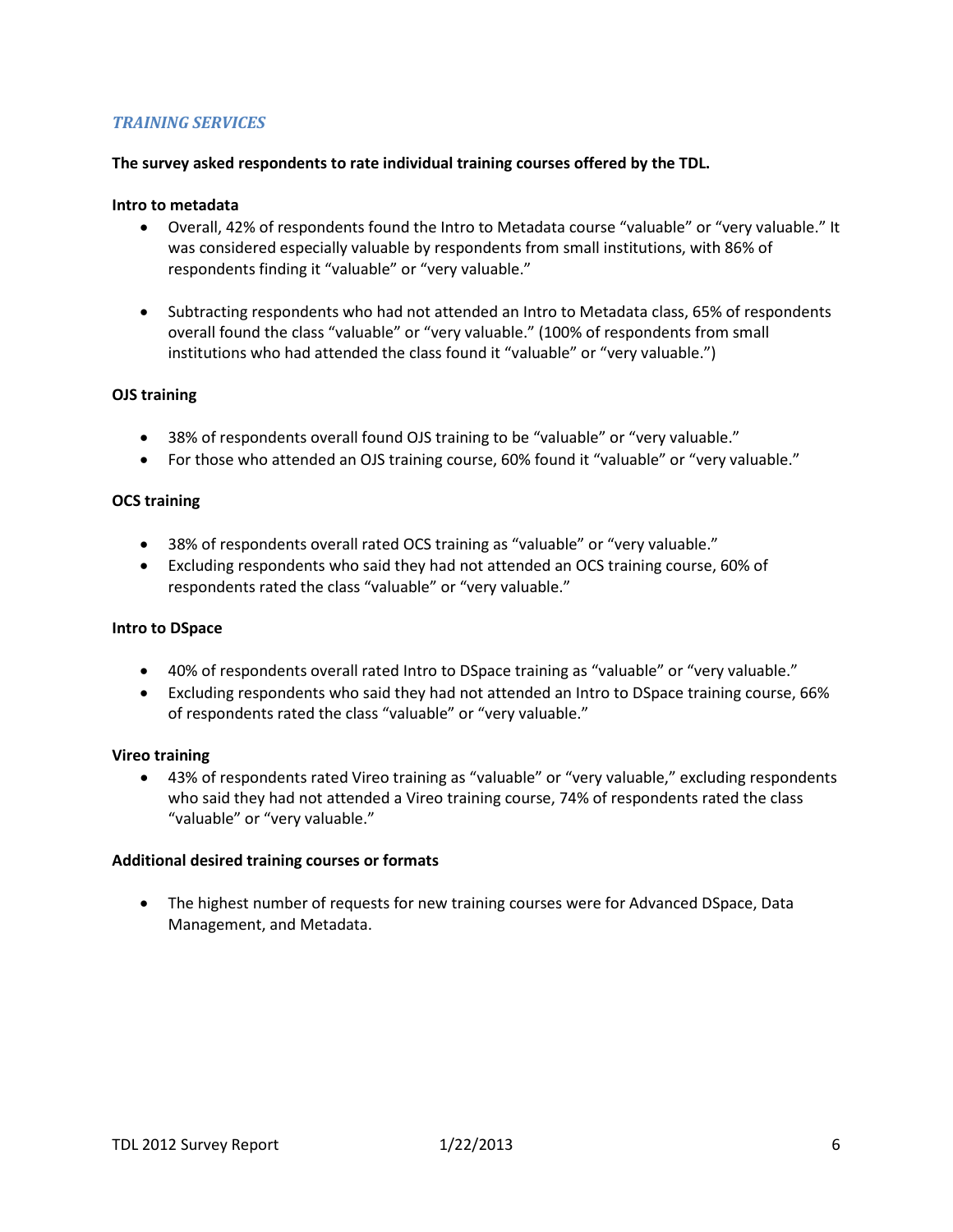### *TRAINING SERVICES*

**The survey asked respondents to rate individual training courses offered by the TDL.**

**Intro to metadata**

- Overall, 42% of respondents found the Intro to Metadata course "valuable" or "very valuable." It was considered especially valuable by respondents from small institutions, with 86% of respondents finding it "valuable" or "very valuable."

- Subtracting respondents who had not attended an Intro to Metadata class, 65% of respondents overall found the class "valuable" or "very valuable." (100% of respondents from small institutions who had attended the class found it "valuable" or "very valuable.")

**OJS training**

- 38% of respondents overall found OJS training to be "valuable" or "very valuable."
- For those who attended an OJS training course, 60% found it "valuable" or "very valuable."

**OCS training**

- 38% of respondents overall rated OCS training as "valuable" or "very valuable."
- Excluding respondents who said they had not attended an OCS training course, 60% of respondents rated the class "valuable" or "very valuable."

**Intro to DSpace**

- 40% of respondents overall rated Intro to DSpace training as "valuable" or "very valuable."
- Excluding respondents who said they had not attended an Intro to DSpace training course, 66% of respondents rated the class "valuable" or "very valuable."

**Vireo training**

- 43% of respondents rated Vireo training as "valuable" or "very valuable," excluding respondents who said they had not attended a Vireo training course, 74% of respondents rated the class "valuable" or "very valuable."

**Additional desired training courses or formats**

- The highest number of requests for new training courses were for Advanced DSpace, Data Management, and Metadata.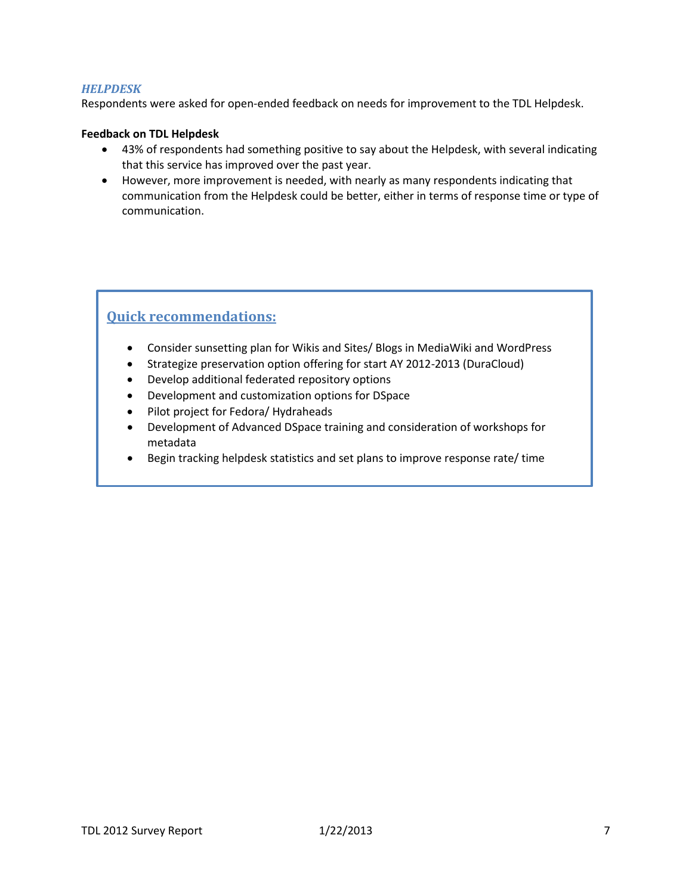### *HELPDESK*

Respondents were asked for open-ended feedback on needs for improvement to the TDL Helpdesk.

**Feedback on TDL Helpdesk**

- 43% of respondents had something positive to say about the Helpdesk, with several indicating that this service has improved over the past year.
- However, more improvement is needed, with nearly as many respondents indicating that communication from the Helpdesk could be better, either in terms of response time or type of communication.

## Quick recommendations:

- Consider sunsetting plan for Wikis and Sites/ Blogs in MediaWiki and WordPress
- Strategize preservation option offering for start AY 2012-2013 (DuraCloud)
- Develop additional federated repository options
- Development and customization options for DSpace
- Pilot project for Fedora/ Hydraheads
- Development of Advanced DSpace training and consideration of workshops for metadata
- Begin tracking helpdesk statistics and set plans to improve response rate/ time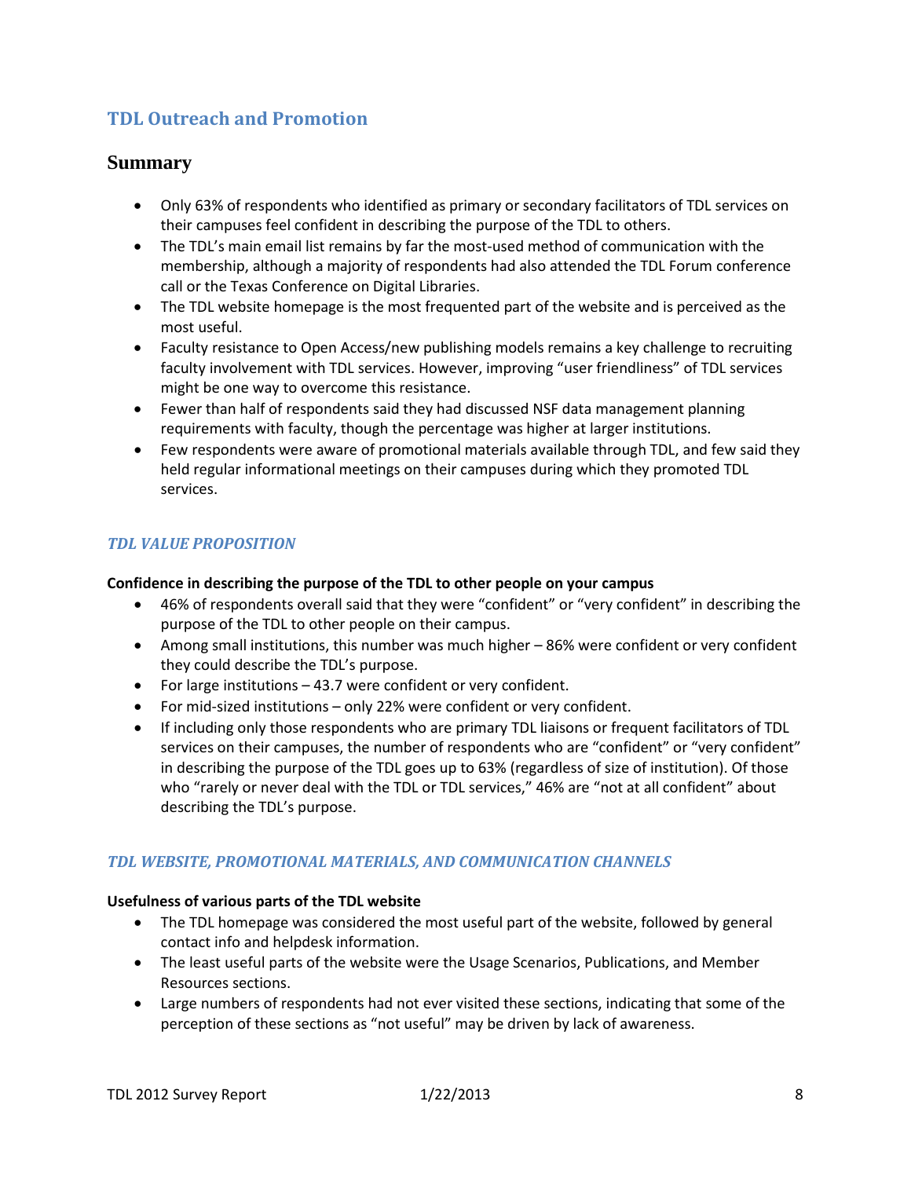## TDL Outreach and Promotion

### Summary

- Only 63% of respondents who identified as primary or secondary facilitators of TDL services on their campuses feel confident in describing the purpose of the TDL to others.
- The TDL's main email list remains by far the most-used method of communication with the membership, although a majority of respondents had also attended the TDL Forum conference call or the Texas Conference on Digital Libraries.
- The TDL website homepage is the most frequented part of the website and is perceived as the most useful.
- Faculty resistance to Open Access/new publishing models remains a key challenge to recruiting faculty involvement with TDL services. However, improving "user friendliness" of TDL services might be one way to overcome this resistance.
- Fewer than half of respondents said they had discussed NSF data management planning requirements with faculty, though the percentage was higher at larger institutions.
- Few respondents were aware of promotional materials available through TDL, and few said they held regular informational meetings on their campuses during which they promoted TDL services.

#### *TDL VALUE PROPOSITION*

**Confidence in describing the purpose of the TDL to other people on your campus**

- 46% of respondents overall said that they were "confident" or "very confident" in describing the purpose of the TDL to other people on their campus.
- Among small institutions, this number was much higher – 86% were confident or very confident they could describe the TDL's purpose.
- For large institutions – 43.7 were confident or very confident.
- For mid-sized institutions – only 22% were confident or very confident.
- If including only those respondents who are primary TDL liaisons or frequent facilitators of TDL services on their campuses, the number of respondents who are "confident" or "very confident" in describing the purpose of the TDL goes up to 63% (regardless of size of institution). Of those who "rarely or never deal with the TDL or TDL services," 46% are "not at all confident" about describing the TDL's purpose.

#### *TDL WEBSITE, PROMOTIONAL MATERIALS, AND COMMUNICATION CHANNELS*

**Usefulness of various parts of the TDL website**

- The TDL homepage was considered the most useful part of the website, followed by general contact info and helpdesk information.
- The least useful parts of the website were the Usage Scenarios, Publications, and Member Resources sections.
- Large numbers of respondents had not ever visited these sections, indicating that some of the perception of these sections as "not useful" may be driven by lack of awareness.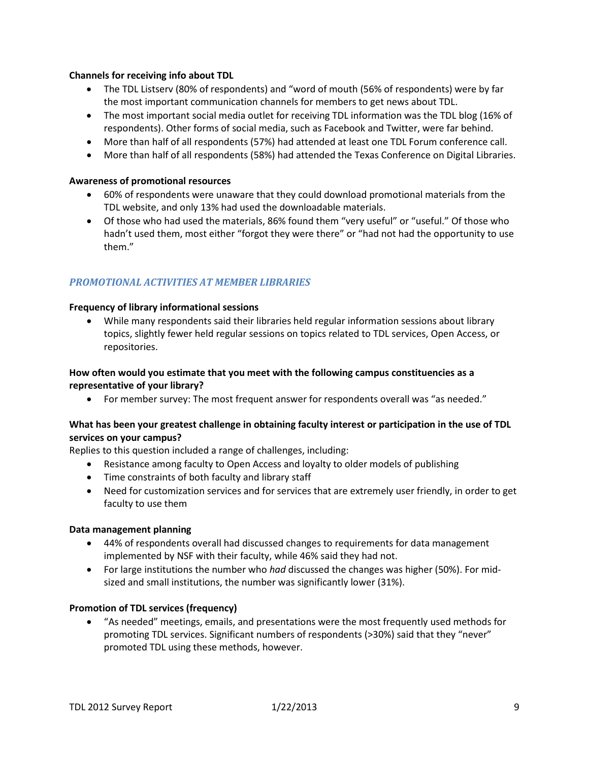**Channels for receiving info about TDL**

- The TDL Listserv (80% of respondents) and "word of mouth (56% of respondents) were by far the most important communication channels for members to get news about TDL.
- The most important social media outlet for receiving TDL information was the TDL blog (16% of respondents). Other forms of social media, such as Facebook and Twitter, were far behind.
- More than half of all respondents (57%) had attended at least one TDL Forum conference call.
- More than half of all respondents (58%) had attended the Texas Conference on Digital Libraries.

**Awareness of promotional resources**

- 60% of respondents were unaware that they could download promotional materials from the TDL website, and only 13% had used the downloadable materials.
- Of those who had used the materials, 86% found them "very useful" or "useful." Of those who hadn't used them, most either "forgot they were there" or "had not had the opportunity to use them."

## *PROMOTIONAL ACTIVITIES AT MEMBER LIBRARIES*

**Frequency of library informational sessions**

- While many respondents said their libraries held regular information sessions about library topics, slightly fewer held regular sessions on topics related to TDL services, Open Access, or repositories.

**How often would you estimate that you meet with the following campus constituencies as a representative of your library?**

- For member survey: The most frequent answer for respondents overall was "as needed."

**What has been your greatest challenge in obtaining faculty interest or participation in the use of TDL services on your campus?**

Replies to this question included a range of challenges, including:

- Resistance among faculty to Open Access and loyalty to older models of publishing
- Time constraints of both faculty and library staff
- Need for customization services and for services that are extremely user friendly, in order to get faculty to use them

**Data management planning**

- 44% of respondents overall had discussed changes to requirements for data management implemented by NSF with their faculty, while 46% said they had not.
- For large institutions the number who *had* discussed the changes was higher (50%). For mid-sized and small institutions, the number was significantly lower (31%).

**Promotion of TDL services (frequency)**

- "As needed" meetings, emails, and presentations were the most frequently used methods for promoting TDL services. Significant numbers of respondents (>30%) said that they "never" promoted TDL using these methods, however.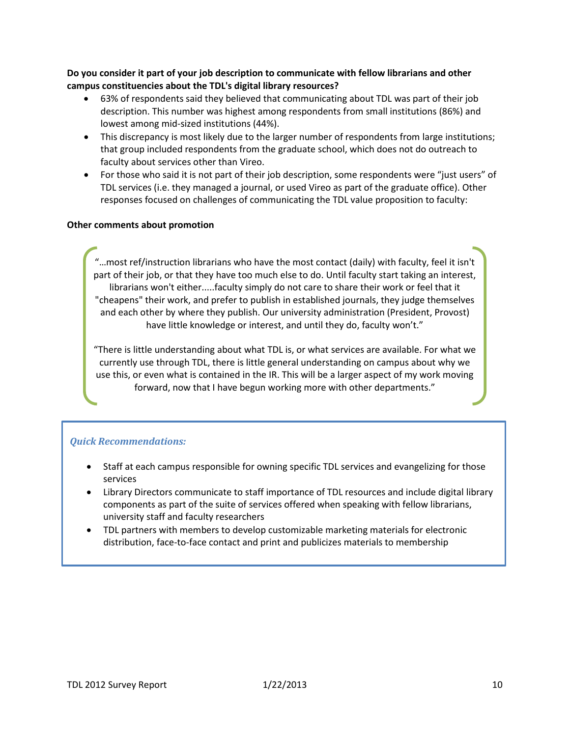**Do you consider it part of your job description to communicate with fellow librarians and other campus constituencies about the TDL's digital library resources?**

- 63% of respondents said they believed that communicating about TDL was part of their job description. This number was highest among respondents from small institutions (86%) and lowest among mid-sized institutions (44%).
- This discrepancy is most likely due to the larger number of respondents from large institutions; that group included respondents from the graduate school, which does not do outreach to faculty about services other than Vireo.
- For those who said it is not part of their job description, some respondents were "just users" of TDL services (i.e. they managed a journal, or used Vireo as part of the graduate office). Other responses focused on challenges of communicating the TDL value proposition to faculty:

**Other comments about promotion**

> "…most ref/instruction librarians who have the most contact (daily) with faculty, feel it isn't part of their job, or that they have too much else to do. Until faculty start taking an interest, librarians won't either.....faculty simply do not care to share their work or feel that it "cheapens" their work, and prefer to publish in established journals, they judge themselves and each other by where they publish. Our university administration (President, Provost) have little knowledge or interest, and until they do, faculty won't."
>
> "There is little understanding about what TDL is, or what services are available. For what we currently use through TDL, there is little general understanding on campus about why we use this, or even what is contained in the IR. This will be a larger aspect of my work moving forward, now that I have begun working more with other departments."

***Quick Recommendations:***

- Staff at each campus responsible for owning specific TDL services and evangelizing for those services
- Library Directors communicate to staff importance of TDL resources and include digital library components as part of the suite of services offered when speaking with fellow librarians, university staff and faculty researchers
- TDL partners with members to develop customizable marketing materials for electronic distribution, face-to-face contact and print and publicizes materials to membership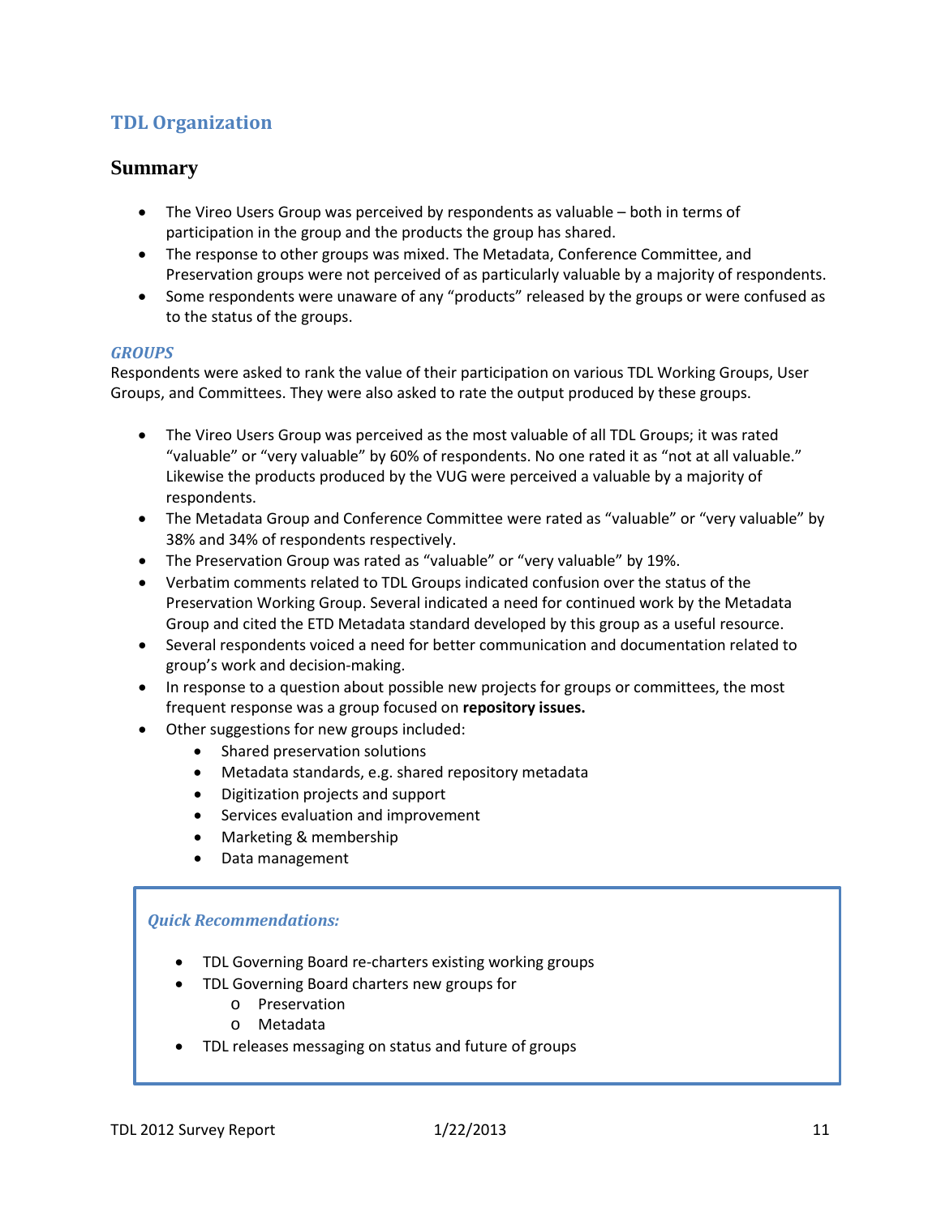## TDL Organization

### Summary

- The Vireo Users Group was perceived by respondents as valuable – both in terms of participation in the group and the products the group has shared.
- The response to other groups was mixed. The Metadata, Conference Committee, and Preservation groups were not perceived of as particularly valuable by a majority of respondents.
- Some respondents were unaware of any "products" released by the groups or were confused as to the status of the groups.

#### *GROUPS*

Respondents were asked to rank the value of their participation on various TDL Working Groups, User Groups, and Committees. They were also asked to rate the output produced by these groups.

- The Vireo Users Group was perceived as the most valuable of all TDL Groups; it was rated "valuable" or "very valuable" by 60% of respondents. No one rated it as "not at all valuable." Likewise the products produced by the VUG were perceived a valuable by a majority of respondents.
- The Metadata Group and Conference Committee were rated as "valuable" or "very valuable" by 38% and 34% of respondents respectively.
- The Preservation Group was rated as "valuable" or "very valuable" by 19%.
- Verbatim comments related to TDL Groups indicated confusion over the status of the Preservation Working Group. Several indicated a need for continued work by the Metadata Group and cited the ETD Metadata standard developed by this group as a useful resource.
- Several respondents voiced a need for better communication and documentation related to group's work and decision-making.
- In response to a question about possible new projects for groups or committees, the most frequent response was a group focused on **repository issues.**
- Other suggestions for new groups included:
  - Shared preservation solutions
  - Metadata standards, e.g. shared repository metadata
  - Digitization projects and support
  - Services evaluation and improvement
  - Marketing & membership
  - Data management

#### *Quick Recommendations:*

- TDL Governing Board re-charters existing working groups
- TDL Governing Board charters new groups for
  - Preservation
  - Metadata
- TDL releases messaging on status and future of groups